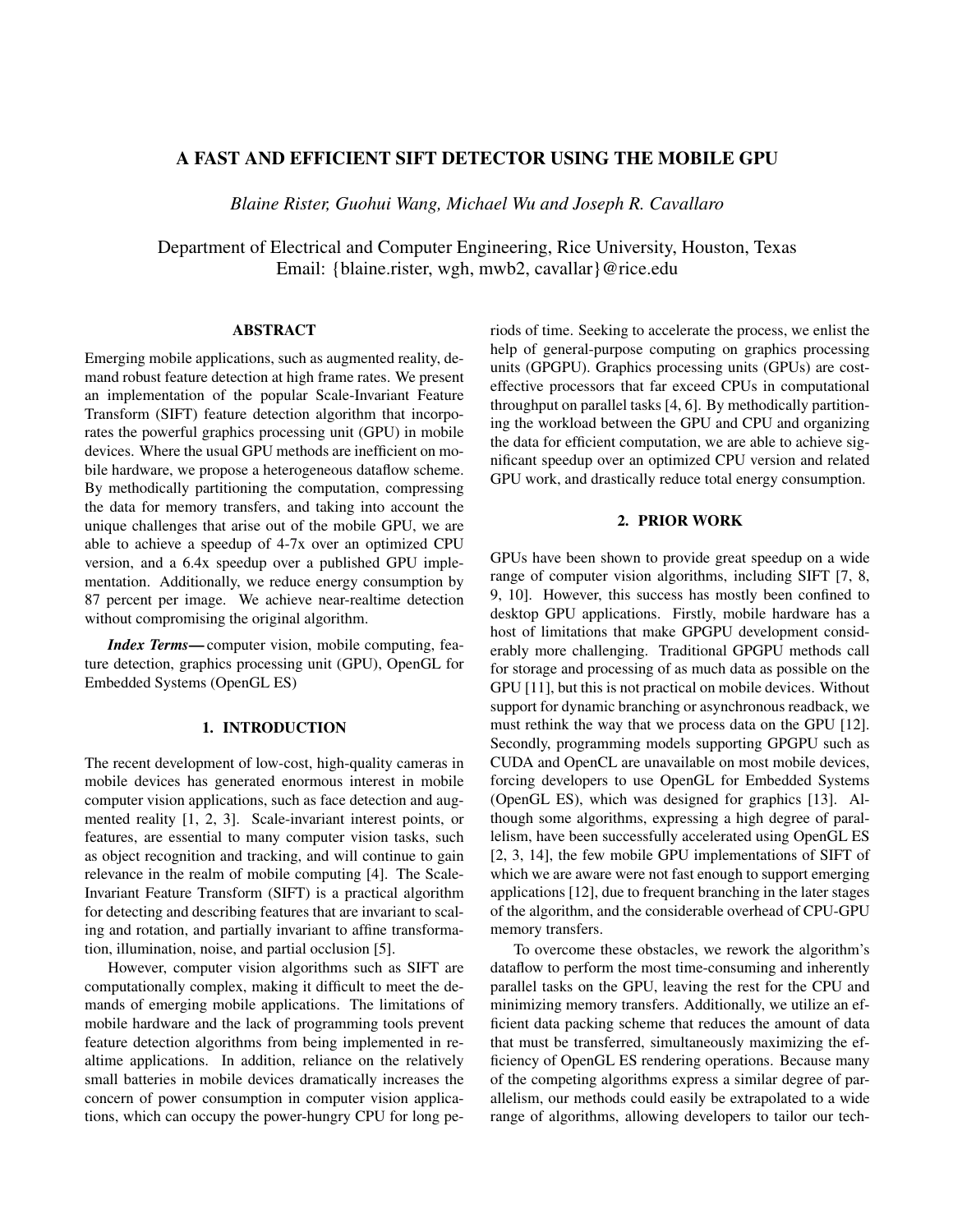# A FAST AND EFFICIENT SIFT DETECTOR USING THE MOBILE GPU

*Blaine Rister, Guohui Wang, Michael Wu and Joseph R. Cavallaro*

Department of Electrical and Computer Engineering, Rice University, Houston, Texas
Email: {blaine.rister, wgh, mwb2, cavallar}@rice.edu

## ABSTRACT

Emerging mobile applications, such as augmented reality, demand robust feature detection at high frame rates. We present an implementation of the popular Scale-Invariant Feature Transform (SIFT) feature detection algorithm that incorporates the powerful graphics processing unit (GPU) in mobile devices. Where the usual GPU methods are inefficient on mobile hardware, we propose a heterogeneous dataflow scheme. By methodically partitioning the computation, compressing the data for memory transfers, and taking into account the unique challenges that arise out of the mobile GPU, we are able to achieve a speedup of 4-7x over an optimized CPU version, and a 6.4x speedup over a published GPU implementation. Additionally, we reduce energy consumption by 87 percent per image. We achieve near-realtime detection without compromising the original algorithm.

***Index Terms*—** computer vision, mobile computing, feature detection, graphics processing unit (GPU), OpenGL for Embedded Systems (OpenGL ES)

## 1. INTRODUCTION

The recent development of low-cost, high-quality cameras in mobile devices has generated enormous interest in mobile computer vision applications, such as face detection and augmented reality [1, 2, 3]. Scale-invariant interest points, or features, are essential to many computer vision tasks, such as object recognition and tracking, and will continue to gain relevance in the realm of mobile computing [4]. The Scale-Invariant Feature Transform (SIFT) is a practical algorithm for detecting and describing features that are invariant to scaling and rotation, and partially invariant to affine transformation, illumination, noise, and partial occlusion [5].

However, computer vision algorithms such as SIFT are computationally complex, making it difficult to meet the demands of emerging mobile applications. The limitations of mobile hardware and the lack of programming tools prevent feature detection algorithms from being implemented in realtime applications. In addition, reliance on the relatively small batteries in mobile devices dramatically increases the concern of power consumption in computer vision applications, which can occupy the power-hungry CPU for long periods of time. Seeking to accelerate the process, we enlist the help of general-purpose computing on graphics processing units (GPGPU). Graphics processing units (GPUs) are cost-effective processors that far exceed CPUs in computational throughput on parallel tasks [4, 6]. By methodically partitioning the workload between the GPU and CPU and organizing the data for efficient computation, we are able to achieve significant speedup over an optimized CPU version and related GPU work, and drastically reduce total energy consumption.

## 2. PRIOR WORK

GPUs have been shown to provide great speedup on a wide range of computer vision algorithms, including SIFT [7, 8, 9, 10]. However, this success has mostly been confined to desktop GPU applications. Firstly, mobile hardware has a host of limitations that make GPGPU development considerably more challenging. Traditional GPGPU methods call for storage and processing of as much data as possible on the GPU [11], but this is not practical on mobile devices. Without support for dynamic branching or asynchronous readback, we must rethink the way that we process data on the GPU [12]. Secondly, programming models supporting GPGPU such as CUDA and OpenCL are unavailable on most mobile devices, forcing developers to use OpenGL for Embedded Systems (OpenGL ES), which was designed for graphics [13]. Although some algorithms, expressing a high degree of parallelism, have been successfully accelerated using OpenGL ES [2, 3, 14], the few mobile GPU implementations of SIFT of which we are aware were not fast enough to support emerging applications [12], due to frequent branching in the later stages of the algorithm, and the considerable overhead of CPU-GPU memory transfers.

To overcome these obstacles, we rework the algorithm's dataflow to perform the most time-consuming and inherently parallel tasks on the GPU, leaving the rest for the CPU and minimizing memory transfers. Additionally, we utilize an efficient data packing scheme that reduces the amount of data that must be transferred, simultaneously maximizing the efficiency of OpenGL ES rendering operations. Because many of the competing algorithms express a similar degree of parallelism, our methods could easily be extrapolated to a wide range of algorithms, allowing developers to tailor our tech-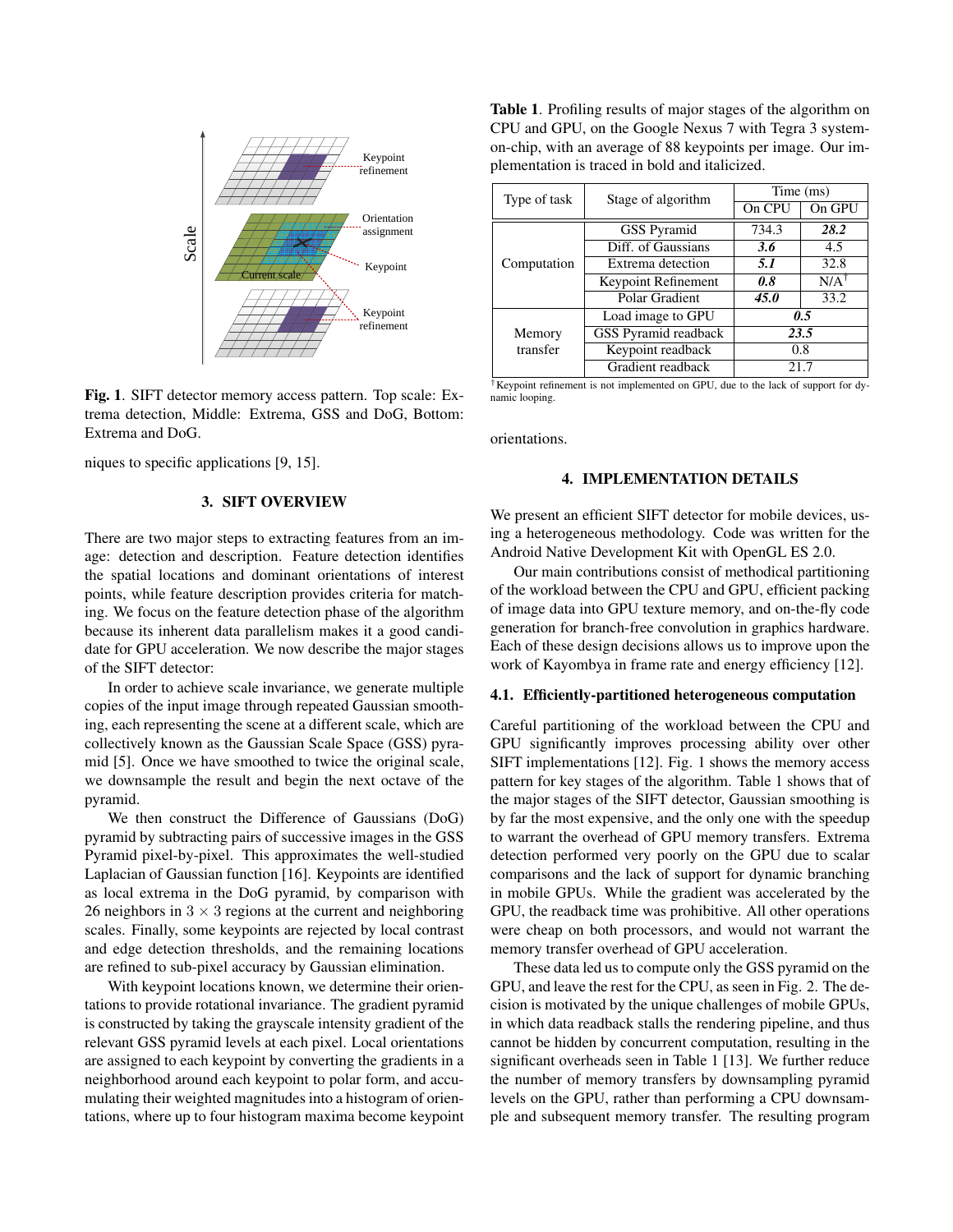Fig. 1. SIFT detector memory access pattern. Top scale: Extrema detection, Middle: Extrema, GSS and DoG, Bottom: Extrema and DoG.

niques to specific applications [9, 15].

## 3. SIFT OVERVIEW

There are two major steps to extracting features from an image: detection and description. Feature detection identifies the spatial locations and dominant orientations of interest points, while feature description provides criteria for matching. We focus on the feature detection phase of the algorithm because its inherent data parallelism makes it a good candidate for GPU acceleration. We now describe the major stages of the SIFT detector:

In order to achieve scale invariance, we generate multiple copies of the input image through repeated Gaussian smoothing, each representing the scene at a different scale, which are collectively known as the Gaussian Scale Space (GSS) pyramid [5]. Once we have smoothed to twice the original scale, we downsample the result and begin the next octave of the pyramid.

We then construct the Difference of Gaussians (DoG) pyramid by subtracting pairs of successive images in the GSS Pyramid pixel-by-pixel. This approximates the well-studied Laplacian of Gaussian function [16]. Keypoints are identified as local extrema in the DoG pyramid, by comparison with 26 neighbors in $3 \times 3$ regions at the current and neighboring scales. Finally, some keypoints are rejected by local contrast and edge detection thresholds, and the remaining locations are refined to sub-pixel accuracy by Gaussian elimination.

With keypoint locations known, we determine their orientations to provide rotational invariance. The gradient pyramid is constructed by taking the grayscale intensity gradient of the relevant GSS pyramid levels at each pixel. Local orientations are assigned to each keypoint by converting the gradients in a neighborhood around each keypoint to polar form, and accumulating their weighted magnitudes into a histogram of orientations, where up to four histogram maxima become keypoint orientations.

**Table 1**. Profiling results of major stages of the algorithm on CPU and GPU, on the Google Nexus 7 with Tegra 3 system-on-chip, with an average of 88 keypoints per image. Our implementation is traced in bold and italicized.

| Type of task | Stage of algorithm | Time (ms) | |
|---|---|---|---|
| | | On CPU | On GPU |
| Computation | GSS Pyramid | 734.3 | ***28.2*** |
| | Diff. of Gaussians | ***3.6*** | 4.5 |
| | Extrema detection | ***5.1*** | 32.8 |
| | Keypoint Refinement | ***0.8*** | N/A[†] |
| | Polar Gradient | ***45.0*** | 33.2 |
| Memory transfer | Load image to GPU | ***0.5*** | |
| | GSS Pyramid readback | ***23.5*** | |
| | Keypoint readback | 0.8 | |
| | Gradient readback | 21.7 | |

[†] Keypoint refinement is not implemented on GPU, due to the lack of support for dynamic looping.

## 4. IMPLEMENTATION DETAILS

We present an efficient SIFT detector for mobile devices, using a heterogeneous methodology. Code was written for the Android Native Development Kit with OpenGL ES 2.0.

Our main contributions consist of methodical partitioning of the workload between the CPU and GPU, efficient packing of image data into GPU texture memory, and on-the-fly code generation for branch-free convolution in graphics hardware. Each of these design decisions allows us to improve upon the work of Kayombya in frame rate and energy efficiency [12].

### 4.1. Efficiently-partitioned heterogeneous computation

Careful partitioning of the workload between the CPU and GPU significantly improves processing ability over other SIFT implementations [12]. Fig. 1 shows the memory access pattern for key stages of the algorithm. Table 1 shows that of the major stages of the SIFT detector, Gaussian smoothing is by far the most expensive, and the only one with the speedup to warrant the overhead of GPU memory transfers. Extrema detection performed very poorly on the GPU due to scalar comparisons and the lack of support for dynamic branching in mobile GPUs. While the gradient was accelerated by the GPU, the readback time was prohibitive. All other operations were cheap on both processors, and would not warrant the memory transfer overhead of GPU acceleration.

These data led us to compute only the GSS pyramid on the GPU, and leave the rest for the CPU, as seen in Fig. 2. The decision is motivated by the unique challenges of mobile GPUs, in which data readback stalls the rendering pipeline, and thus cannot be hidden by concurrent computation, resulting in the significant overheads seen in Table 1 [13]. We further reduce the number of memory transfers by downsampling pyramid levels on the GPU, rather than performing a CPU downsample and subsequent memory transfer. The resulting program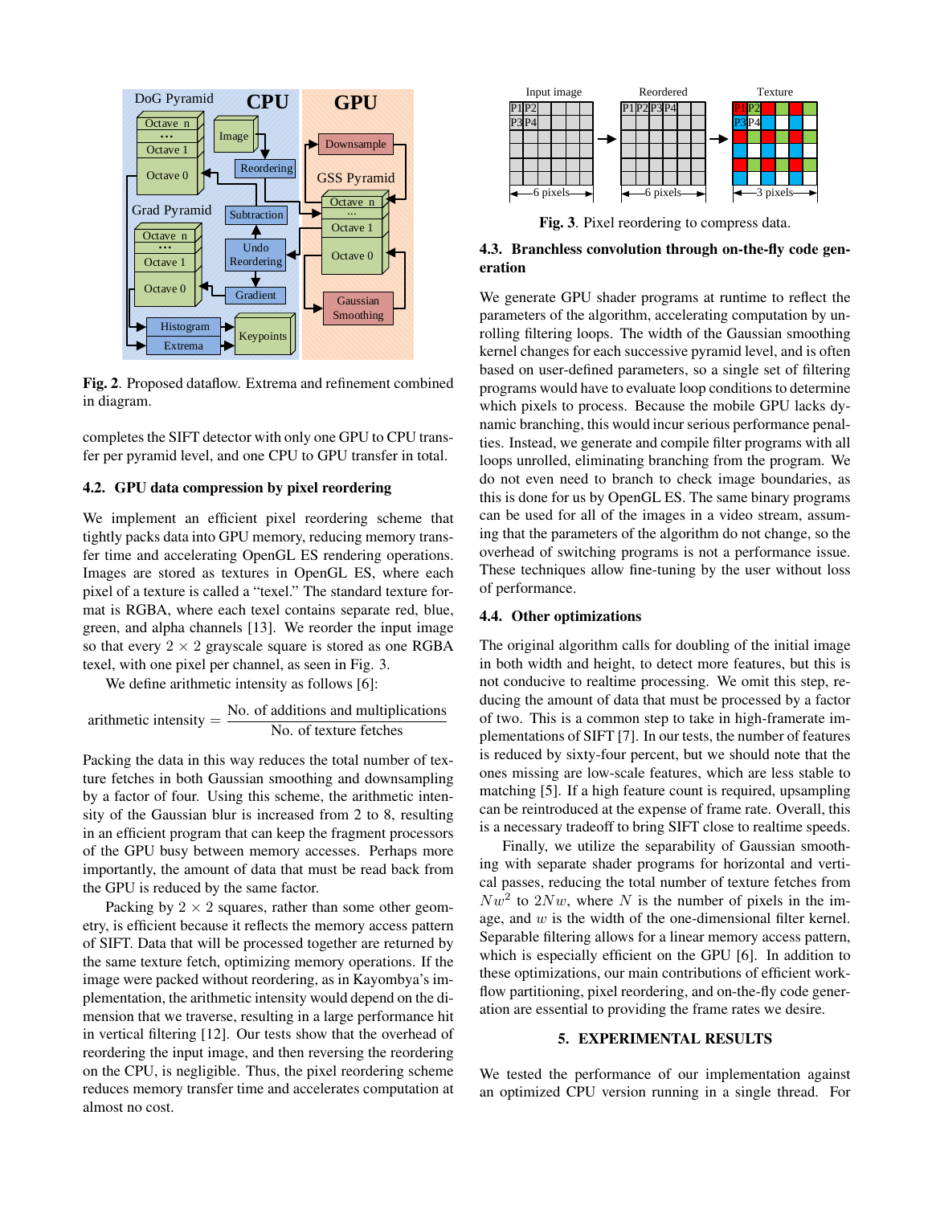DoG Pyramid

CPU

GPU

Octave n

...

Octave 1

Octave 0

Image

Reordering

Downsample

GSS Pyramid

Octave n

...

Octave 1

Octave 0

Grad Pyramid

Subtraction

Octave n

...

Octave 1

Octave 0

Undo Reordering

Gradient

Gaussian Smoothing

Histogram

Extrema

Keypoints

**Fig. 2**. Proposed dataflow. Extrema and refinement combined in diagram.

Input image

Reordered

Texture

P1 P2

P3 P4

P1 P2 P3 P4

6 pixels

6 pixels

3 pixels

**Fig. 3**. Pixel reordering to compress data.

completes the SIFT detector with only one GPU to CPU transfer per pyramid level, and one CPU to GPU transfer in total.

### 4.2. GPU data compression by pixel reordering

We implement an efficient pixel reordering scheme that tightly packs data into GPU memory, reducing memory transfer time and accelerating OpenGL ES rendering operations. Images are stored as textures in OpenGL ES, where each pixel of a texture is called a "texel." The standard texture format is RGBA, where each texel contains separate red, blue, green, and alpha channels [13]. We reorder the input image so that every $2 \times 2$ grayscale square is stored as one RGBA texel, with one pixel per channel, as seen in Fig. 3.

We define arithmetic intensity as follows [6]:

$$\text{arithmetic intensity} = \frac{\text{No. of additions and multiplications}}{\text{No. of texture fetches}}$$

Packing the data in this way reduces the total number of texture fetches in both Gaussian smoothing and downsampling by a factor of four. Using this scheme, the arithmetic intensity of the Gaussian blur is increased from 2 to 8, resulting in an efficient program that can keep the fragment processors of the GPU busy between memory accesses. Perhaps more importantly, the amount of data that must be read back from the GPU is reduced by the same factor.

Packing by $2 \times 2$ squares, rather than some other geometry, is efficient because it reflects the memory access pattern of SIFT. Data that will be processed together are returned by the same texture fetch, optimizing memory operations. If the image were packed without reordering, as in Kayombya's implementation, the arithmetic intensity would depend on the dimension that we traverse, resulting in a large performance hit in vertical filtering [12]. Our tests show that the overhead of reordering the input image, and then reversing the reordering on the CPU, is negligible. Thus, the pixel reordering scheme reduces memory transfer time and accelerates computation at almost no cost.

### 4.3. Branchless convolution through on-the-fly code generation

We generate GPU shader programs at runtime to reflect the parameters of the algorithm, accelerating computation by unrolling filtering loops. The width of the Gaussian smoothing kernel changes for each successive pyramid level, and is often based on user-defined parameters, so a single set of filtering programs would have to evaluate loop conditions to determine which pixels to process. Because the mobile GPU lacks dynamic branching, this would incur serious performance penalties. Instead, we generate and compile filter programs with all loops unrolled, eliminating branching from the program. We do not even need to branch to check image boundaries, as this is done for us by OpenGL ES. The same binary programs can be used for all of the images in a video stream, assuming that the parameters of the algorithm do not change, so the overhead of switching programs is not a performance issue. These techniques allow fine-tuning by the user without loss of performance.

### 4.4. Other optimizations

The original algorithm calls for doubling of the initial image in both width and height, to detect more features, but this is not conducive to realtime processing. We omit this step, reducing the amount of data that must be processed by a factor of two. This is a common step to take in high-framerate implementations of SIFT [7]. In our tests, the number of features is reduced by sixty-four percent, but we should note that the ones missing are low-scale features, which are less stable to matching [5]. If a high feature count is required, upsampling can be reintroduced at the expense of frame rate. Overall, this is a necessary tradeoff to bring SIFT close to realtime speeds.

Finally, we utilize the separability of Gaussian smoothing with separate shader programs for horizontal and vertical passes, reducing the total number of texture fetches from $Nw^2$ to $2Nw$, where $N$ is the number of pixels in the image, and $w$ is the width of the one-dimensional filter kernel. Separable filtering allows for a linear memory access pattern, which is especially efficient on the GPU [6]. In addition to these optimizations, our main contributions of efficient workflow partitioning, pixel reordering, and on-the-fly code generation are essential to providing the frame rates we desire.

## 5. EXPERIMENTAL RESULTS

We tested the performance of our implementation against an optimized CPU version running in a single thread. For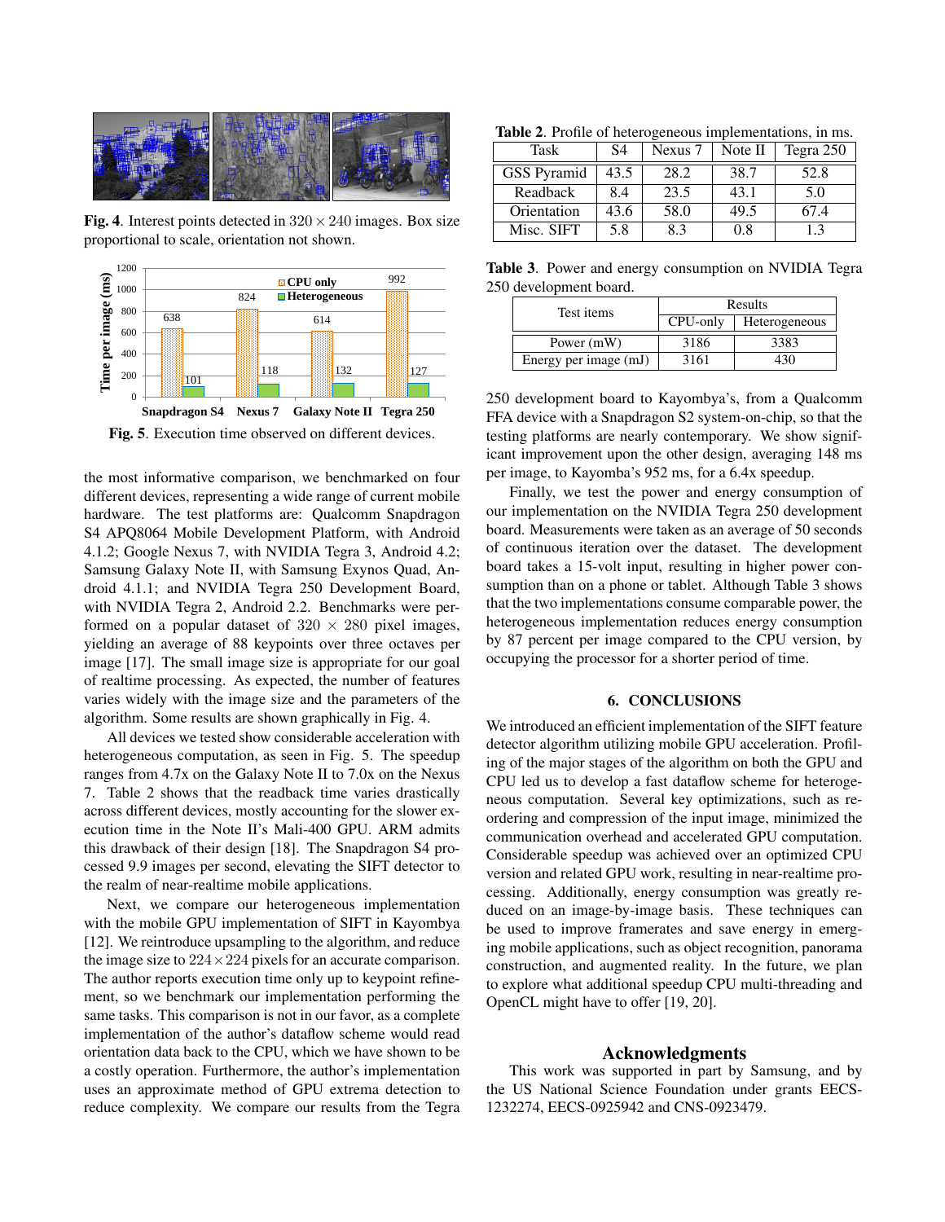Fig. 4. Interest points detected in $320 \times 240$ images. Box size proportional to scale, orientation not shown.

Fig. 5. Execution time observed on different devices.

the most informative comparison, we benchmarked on four different devices, representing a wide range of current mobile hardware. The test platforms are: Qualcomm Snapdragon S4 APQ8064 Mobile Development Platform, with Android 4.1.2; Google Nexus 7, with NVIDIA Tegra 3, Android 4.2; Samsung Galaxy Note II, with Samsung Exynos Quad, Android 4.1.1; and NVIDIA Tegra 250 Development Board, with NVIDIA Tegra 2, Android 2.2. Benchmarks were performed on a popular dataset of $320 \times 280$ pixel images, yielding an average of 88 keypoints over three octaves per image [17]. The small image size is appropriate for our goal of realtime processing. As expected, the number of features varies widely with the image size and the parameters of the algorithm. Some results are shown graphically in Fig. 4.

All devices we tested show considerable acceleration with heterogeneous computation, as seen in Fig. 5. The speedup ranges from 4.7x on the Galaxy Note II to 7.0x on the Nexus 7. Table 2 shows that the readback time varies drastically across different devices, mostly accounting for the slower execution time in the Note II's Mali-400 GPU. ARM admits this drawback of their design [18]. The Snapdragon S4 processed 9.9 images per second, elevating the SIFT detector to the realm of near-realtime mobile applications.

Next, we compare our heterogeneous implementation with the mobile GPU implementation of SIFT in Kayombya [12]. We reintroduce upsampling to the algorithm, and reduce the image size to $224 \times 224$ pixels for an accurate comparison. The author reports execution time only up to keypoint refinement, so we benchmark our implementation performing the same tasks. This comparison is not in our favor, as a complete implementation of the author's dataflow scheme would read orientation data back to the CPU, which we have shown to be a costly operation. Furthermore, the author's implementation uses an approximate method of GPU extrema detection to reduce complexity. We compare our results from the Tegra

**Table 2**. Profile of heterogeneous implementations, in ms.

| Task | S4 | Nexus 7 | Note II | Tegra 250 |
|---|---|---|---|---|
| GSS Pyramid | 43.5 | 28.2 | 38.7 | 52.8 |
| Readback | 8.4 | 23.5 | 43.1 | 5.0 |
| Orientation | 43.6 | 58.0 | 49.5 | 67.4 |
| Misc. SIFT | 5.8 | 8.3 | 0.8 | 1.3 |

**Table 3**. Power and energy consumption on NVIDIA Tegra 250 development board.

| Test items | Results | |
|---|---|---|
| | CPU-only | Heterogeneous |
| Power (mW) | 3186 | 3383 |
| Energy per image (mJ) | 3161 | 430 |

250 development board to Kayombya's, from a Qualcomm FFA device with a Snapdragon S2 system-on-chip, so that the testing platforms are nearly contemporary. We show significant improvement upon the other design, averaging 148 ms per image, to Kayomba's 952 ms, for a 6.4x speedup.

Finally, we test the power and energy consumption of our implementation on the NVIDIA Tegra 250 development board. Measurements were taken as an average of 50 seconds of continuous iteration over the dataset. The development board takes a 15-volt input, resulting in higher power consumption than on a phone or tablet. Although Table 3 shows that the two implementations consume comparable power, the heterogeneous implementation reduces energy consumption by 87 percent per image compared to the CPU version, by occupying the processor for a shorter period of time.

## 6. CONCLUSIONS

We introduced an efficient implementation of the SIFT feature detector algorithm utilizing mobile GPU acceleration. Profiling of the major stages of the algorithm on both the GPU and CPU led us to develop a fast dataflow scheme for heterogeneous computation. Several key optimizations, such as reordering and compression of the input image, minimized the communication overhead and accelerated GPU computation. Considerable speedup was achieved over an optimized CPU version and related GPU work, resulting in near-realtime processing. Additionally, energy consumption was greatly reduced on an image-by-image basis. These techniques can be used to improve framerates and save energy in emerging mobile applications, such as object recognition, panorama construction, and augmented reality. In the future, we plan to explore what additional speedup CPU multi-threading and OpenCL might have to offer [19, 20].

## Acknowledgments

This work was supported in part by Samsung, and by the US National Science Foundation under grants EECS-1232274, EECS-0925942 and CNS-0923479.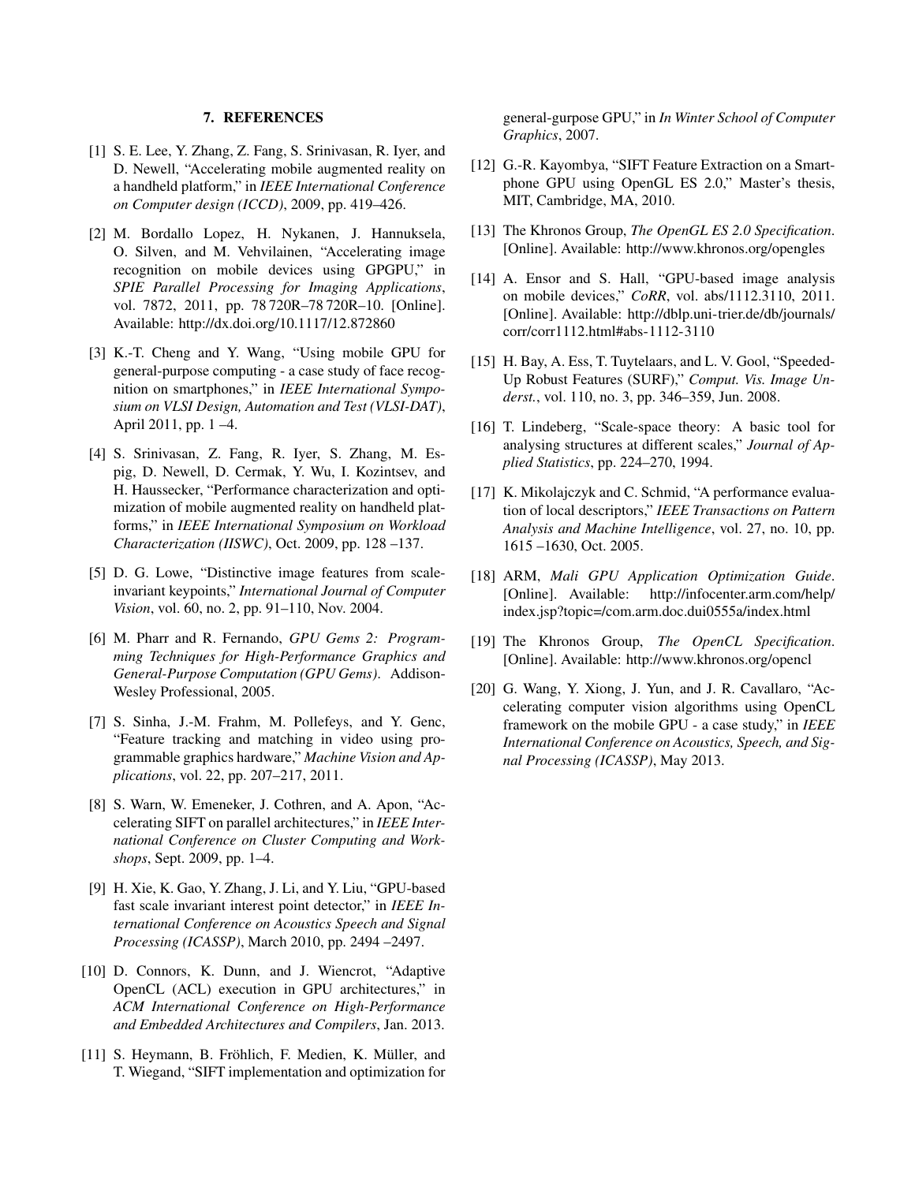## 7. REFERENCES

[1] S. E. Lee, Y. Zhang, Z. Fang, S. Srinivasan, R. Iyer, and D. Newell, "Accelerating mobile augmented reality on a handheld platform," in *IEEE International Conference on Computer design (ICCD)*, 2009, pp. 419–426.

[2] M. Bordallo Lopez, H. Nykanen, J. Hannuksela, O. Silven, and M. Vehvilainen, "Accelerating image recognition on mobile devices using GPGPU," in *SPIE Parallel Processing for Imaging Applications*, vol. 7872, 2011, pp. 78 720R–78 720R–10. [Online]. Available: http://dx.doi.org/10.1117/12.872860

[3] K.-T. Cheng and Y. Wang, "Using mobile GPU for general-purpose computing - a case study of face recognition on smartphones," in *IEEE International Symposium on VLSI Design, Automation and Test (VLSI-DAT)*, April 2011, pp. 1 –4.

[4] S. Srinivasan, Z. Fang, R. Iyer, S. Zhang, M. Espig, D. Newell, D. Cermak, Y. Wu, I. Kozintsev, and H. Haussecker, "Performance characterization and optimization of mobile augmented reality on handheld platforms," in *IEEE International Symposium on Workload Characterization (IISWC)*, Oct. 2009, pp. 128 –137.

[5] D. G. Lowe, "Distinctive image features from scale-invariant keypoints," *International Journal of Computer Vision*, vol. 60, no. 2, pp. 91–110, Nov. 2004.

[6] M. Pharr and R. Fernando, *GPU Gems 2: Programming Techniques for High-Performance Graphics and General-Purpose Computation (GPU Gems)*. Addison-Wesley Professional, 2005.

[7] S. Sinha, J.-M. Frahm, M. Pollefeys, and Y. Genc, "Feature tracking and matching in video using programmable graphics hardware," *Machine Vision and Applications*, vol. 22, pp. 207–217, 2011.

[8] S. Warn, W. Emeneker, J. Cothren, and A. Apon, "Accelerating SIFT on parallel architectures," in *IEEE International Conference on Cluster Computing and Workshops*, Sept. 2009, pp. 1–4.

[9] H. Xie, K. Gao, Y. Zhang, J. Li, and Y. Liu, "GPU-based fast scale invariant interest point detector," in *IEEE International Conference on Acoustics Speech and Signal Processing (ICASSP)*, March 2010, pp. 2494 –2497.

[10] D. Connors, K. Dunn, and J. Wiencrot, "Adaptive OpenCL (ACL) execution in GPU architectures," in *ACM International Conference on High-Performance and Embedded Architectures and Compilers*, Jan. 2013.

[11] S. Heymann, B. Fröhlich, F. Medien, K. Müller, and T. Wiegand, "SIFT implementation and optimization for general-gurpose GPU," in *In Winter School of Computer Graphics*, 2007.

[12] G.-R. Kayombya, "SIFT Feature Extraction on a Smartphone GPU using OpenGL ES 2.0," Master's thesis, MIT, Cambridge, MA, 2010.

[13] The Khronos Group, *The OpenGL ES 2.0 Specification*. [Online]. Available: http://www.khronos.org/opengles

[14] A. Ensor and S. Hall, "GPU-based image analysis on mobile devices," *CoRR*, vol. abs/1112.3110, 2011. [Online]. Available: http://dblp.uni-trier.de/db/journals/corr/corr1112.html#abs-1112-3110

[15] H. Bay, A. Ess, T. Tuytelaars, and L. V. Gool, "Speeded-Up Robust Features (SURF)," *Comput. Vis. Image Underst.*, vol. 110, no. 3, pp. 346–359, Jun. 2008.

[16] T. Lindeberg, "Scale-space theory: A basic tool for analysing structures at different scales," *Journal of Applied Statistics*, pp. 224–270, 1994.

[17] K. Mikolajczyk and C. Schmid, "A performance evaluation of local descriptors," *IEEE Transactions on Pattern Analysis and Machine Intelligence*, vol. 27, no. 10, pp. 1615 –1630, Oct. 2005.

[18] ARM, *Mali GPU Application Optimization Guide*. [Online]. Available: http://infocenter.arm.com/help/index.jsp?topic=/com.arm.doc.dui0555a/index.html

[19] The Khronos Group, *The OpenCL Specification*. [Online]. Available: http://www.khronos.org/opencl

[20] G. Wang, Y. Xiong, J. Yun, and J. R. Cavallaro, "Accelerating computer vision algorithms using OpenCL framework on the mobile GPU - a case study," in *IEEE International Conference on Acoustics, Speech, and Signal Processing (ICASSP)*, May 2013.